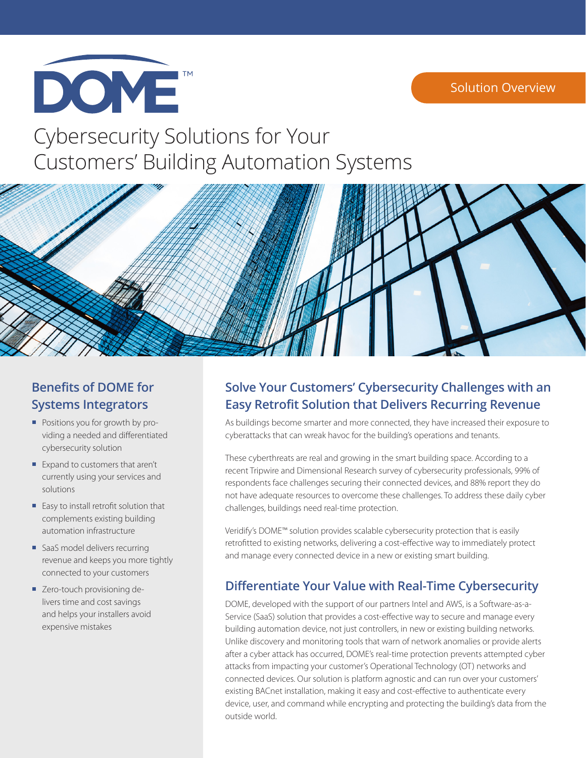DOME™

Solution Overview

# Cybersecurity Solutions for Your Customers' Building Automation Systems

## Benefits of DOME for Systems Integrators

- Positions you for growth by providing a needed and differentiated cybersecurity solution
- Expand to customers that aren't currently using your services and solutions
- Easy to install retrofit solution that complements existing building automation infrastructure
- SaaS model delivers recurring revenue and keeps you more tightly connected to your customers
- Zero-touch provisioning delivers time and cost savings and helps your installers avoid expensive mistakes

## Solve Your Customers' Cybersecurity Challenges with an Easy Retrofit Solution that Delivers Recurring Revenue

As buildings become smarter and more connected, they have increased their exposure to cyberattacks that can wreak havoc for the building's operations and tenants.

These cyberthreats are real and growing in the smart building space. According to a recent Tripwire and Dimensional Research survey of cybersecurity professionals, 99% of respondents face challenges securing their connected devices, and 88% report they do not have adequate resources to overcome these challenges. To address these daily cyber challenges, buildings need real-time protection.

Veridify's DOME™ solution provides scalable cybersecurity protection that is easily retrofitted to existing networks, delivering a cost-effective way to immediately protect and manage every connected device in a new or existing smart building.

## Differentiate Your Value with Real-Time Cybersecurity

DOME, developed with the support of our partners Intel and AWS, is a Software-as-a-Service (SaaS) solution that provides a cost-effective way to secure and manage every building automation device, not just controllers, in new or existing building networks. Unlike discovery and monitoring tools that warn of network anomalies or provide alerts after a cyber attack has occurred, DOME's real-time protection prevents attempted cyber attacks from impacting your customer's Operational Technology (OT) networks and connected devices. Our solution is platform agnostic and can run over your customers' existing BACnet installation, making it easy and cost-effective to authenticate every device, user, and command while encrypting and protecting the building's data from the outside world.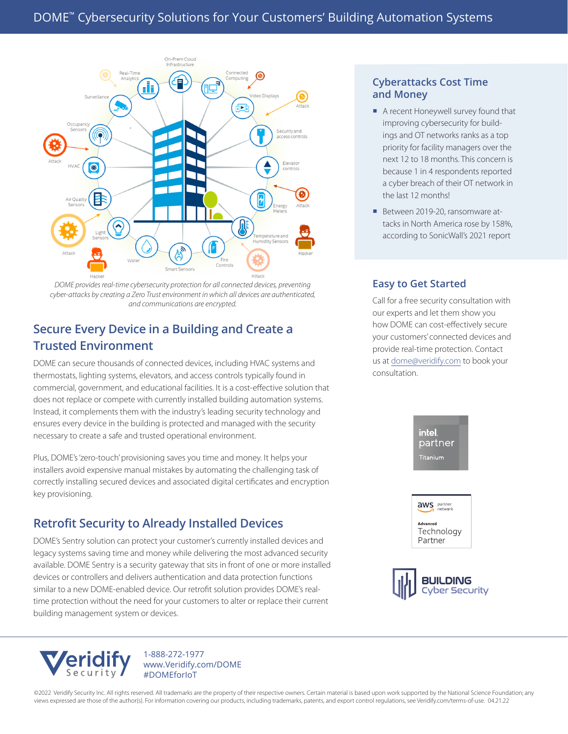# DOME™ Cybersecurity Solutions for Your Customers' Building Automation Systems

*DOME provides real-time cybersecurity protection for all connected devices, preventing cyber-attacks by creating a Zero Trust environment in which all devices are authenticated, and communications are encrypted.*

## Secure Every Device in a Building and Create a Trusted Environment

DOME can secure thousands of connected devices, including HVAC systems and thermostats, lighting systems, elevators, and access controls typically found in commercial, government, and educational facilities. It is a cost-effective solution that does not replace or compete with currently installed building automation systems. Instead, it complements them with the industry's leading security technology and ensures every device in the building is protected and managed with the security necessary to create a safe and trusted operational environment.

Plus, DOME's 'zero-touch' provisioning saves you time and money. It helps your installers avoid expensive manual mistakes by automating the challenging task of correctly installing secured devices and associated digital certificates and encryption key provisioning.

## Retrofit Security to Already Installed Devices

DOME's Sentry solution can protect your customer's currently installed devices and legacy systems saving time and money while delivering the most advanced security available. DOME Sentry is a security gateway that sits in front of one or more installed devices or controllers and delivers authentication and data protection functions similar to a new DOME-enabled device. Our retrofit solution provides DOME's real-time protection without the need for your customers to alter or replace their current building management system or devices.

## Cyberattacks Cost Time and Money

- A recent Honeywell survey found that improving cybersecurity for buildings and OT networks ranks as a top priority for facility managers over the next 12 to 18 months. This concern is because 1 in 4 respondents reported a cyber breach of their OT network in the last 12 months!
- Between 2019-20, ransomware attacks in North America rose by 158%, according to SonicWall's 2021 report

## Easy to Get Started

Call for a free security consultation with our experts and let them show you how DOME can cost-effectively secure your customers' connected devices and provide real-time protection. Contact us at dome@veridify.com to book your consultation.

intel. partner Titanium

aws partner network Advanced Technology Partner

BUILDING Cyber Security

Veridify Security

1-888-272-1977
www.Veridify.com/DOME
#DOMEforIoT

©2022 Veridify Security Inc. All rights reserved. All trademarks are the property of their respective owners. Certain material is based upon work supported by the National Science Foundation; any views expressed are those of the author(s). For information covering our products, including trademarks, patents, and export control regulations, see Veridify.com/terms-of-use. 04.21.22